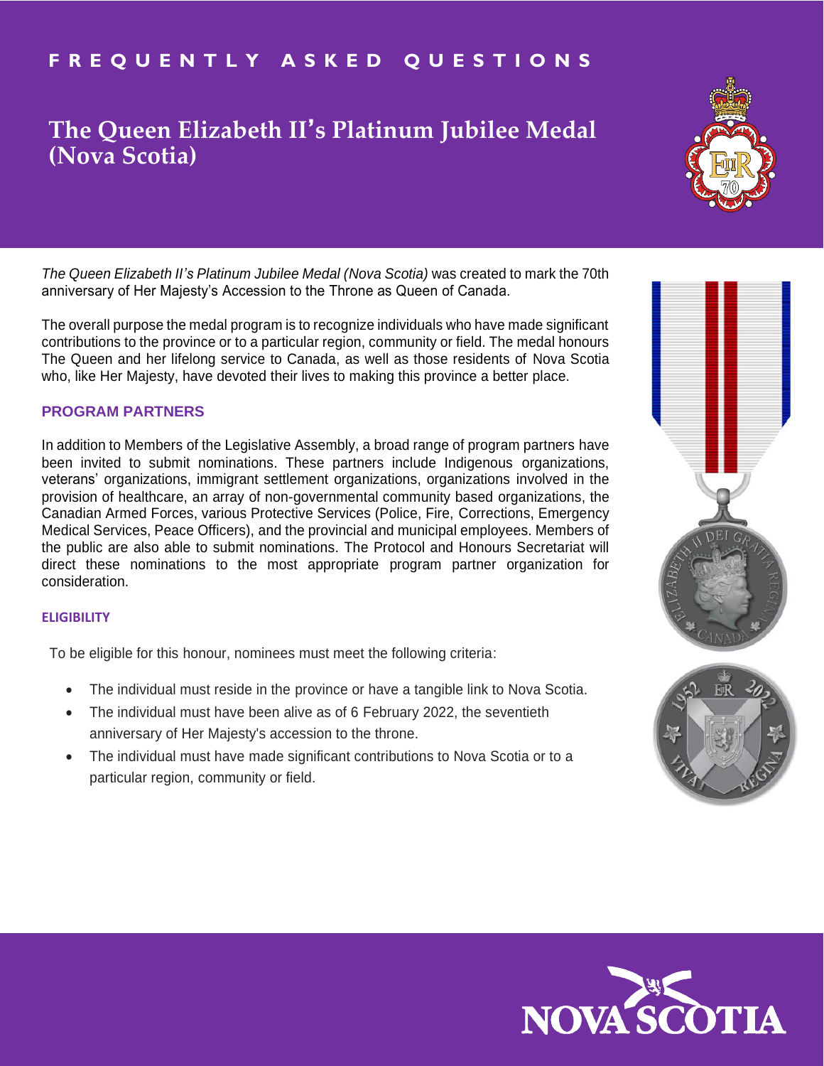FREQUENTLY ASKED QUESTIONS

# The Queen Elizabeth II's Platinum Jubilee Medal (Nova Scotia)

*The Queen Elizabeth II's Platinum Jubilee Medal (Nova Scotia)* was created to mark the 70th anniversary of Her Majesty's Accession to the Throne as Queen of Canada.

The overall purpose the medal program is to recognize individuals who have made significant contributions to the province or to a particular region, community or field. The medal honours The Queen and her lifelong service to Canada, as well as those residents of Nova Scotia who, like Her Majesty, have devoted their lives to making this province a better place.

## PROGRAM PARTNERS

In addition to Members of the Legislative Assembly, a broad range of program partners have been invited to submit nominations. These partners include Indigenous organizations, veterans' organizations, immigrant settlement organizations, organizations involved in the provision of healthcare, an array of non-governmental community based organizations, the Canadian Armed Forces, various Protective Services (Police, Fire, Corrections, Emergency Medical Services, Peace Officers), and the provincial and municipal employees. Members of the public are also able to submit nominations. The Protocol and Honours Secretariat will direct these nominations to the most appropriate program partner organization for consideration.

### ELIGIBILITY

To be eligible for this honour, nominees must meet the following criteria:

- The individual must reside in the province or have a tangible link to Nova Scotia.
- The individual must have been alive as of 6 February 2022, the seventieth anniversary of Her Majesty's accession to the throne.
- The individual must have made significant contributions to Nova Scotia or to a particular region, community or field.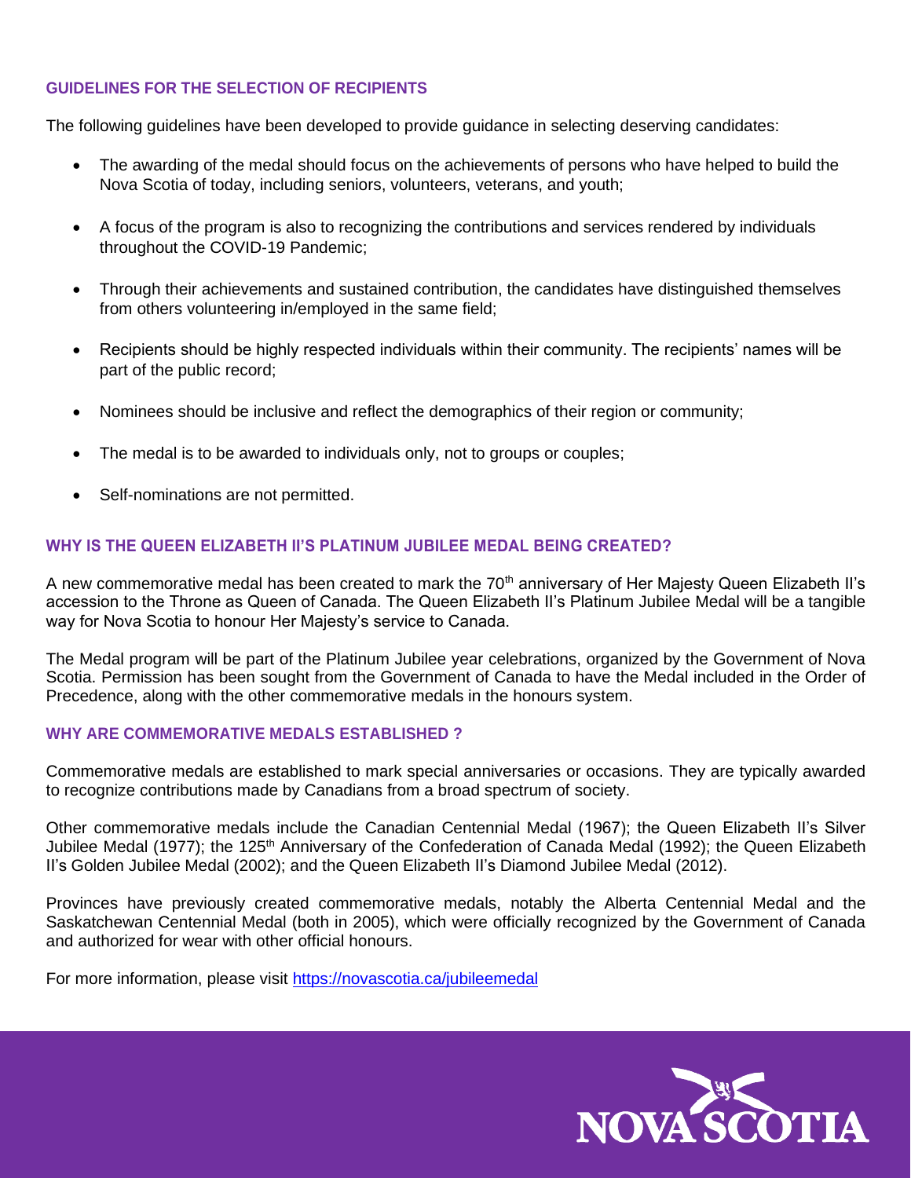## GUIDELINES FOR THE SELECTION OF RECIPIENTS

The following guidelines have been developed to provide guidance in selecting deserving candidates:

- The awarding of the medal should focus on the achievements of persons who have helped to build the Nova Scotia of today, including seniors, volunteers, veterans, and youth;
- A focus of the program is also to recognizing the contributions and services rendered by individuals throughout the COVID-19 Pandemic;
- Through their achievements and sustained contribution, the candidates have distinguished themselves from others volunteering in/employed in the same field;
- Recipients should be highly respected individuals within their community. The recipients' names will be part of the public record;
- Nominees should be inclusive and reflect the demographics of their region or community;
- The medal is to be awarded to individuals only, not to groups or couples;
- Self-nominations are not permitted.

## WHY IS THE QUEEN ELIZABETH II'S PLATINUM JUBILEE MEDAL BEING CREATED?

A new commemorative medal has been created to mark the 70th anniversary of Her Majesty Queen Elizabeth II's accession to the Throne as Queen of Canada. The Queen Elizabeth II's Platinum Jubilee Medal will be a tangible way for Nova Scotia to honour Her Majesty's service to Canada.

The Medal program will be part of the Platinum Jubilee year celebrations, organized by the Government of Nova Scotia. Permission has been sought from the Government of Canada to have the Medal included in the Order of Precedence, along with the other commemorative medals in the honours system.

## WHY ARE COMMEMORATIVE MEDALS ESTABLISHED ?

Commemorative medals are established to mark special anniversaries or occasions. They are typically awarded to recognize contributions made by Canadians from a broad spectrum of society.

Other commemorative medals include the Canadian Centennial Medal (1967); the Queen Elizabeth II's Silver Jubilee Medal (1977); the 125th Anniversary of the Confederation of Canada Medal (1992); the Queen Elizabeth II's Golden Jubilee Medal (2002); and the Queen Elizabeth II's Diamond Jubilee Medal (2012).

Provinces have previously created commemorative medals, notably the Alberta Centennial Medal and the Saskatchewan Centennial Medal (both in 2005), which were officially recognized by the Government of Canada and authorized for wear with other official honours.

For more information, please visit [https://novascotia.ca/jubileemedal](https://novascotia.ca/jubileemedal)

NOVA SCOTIA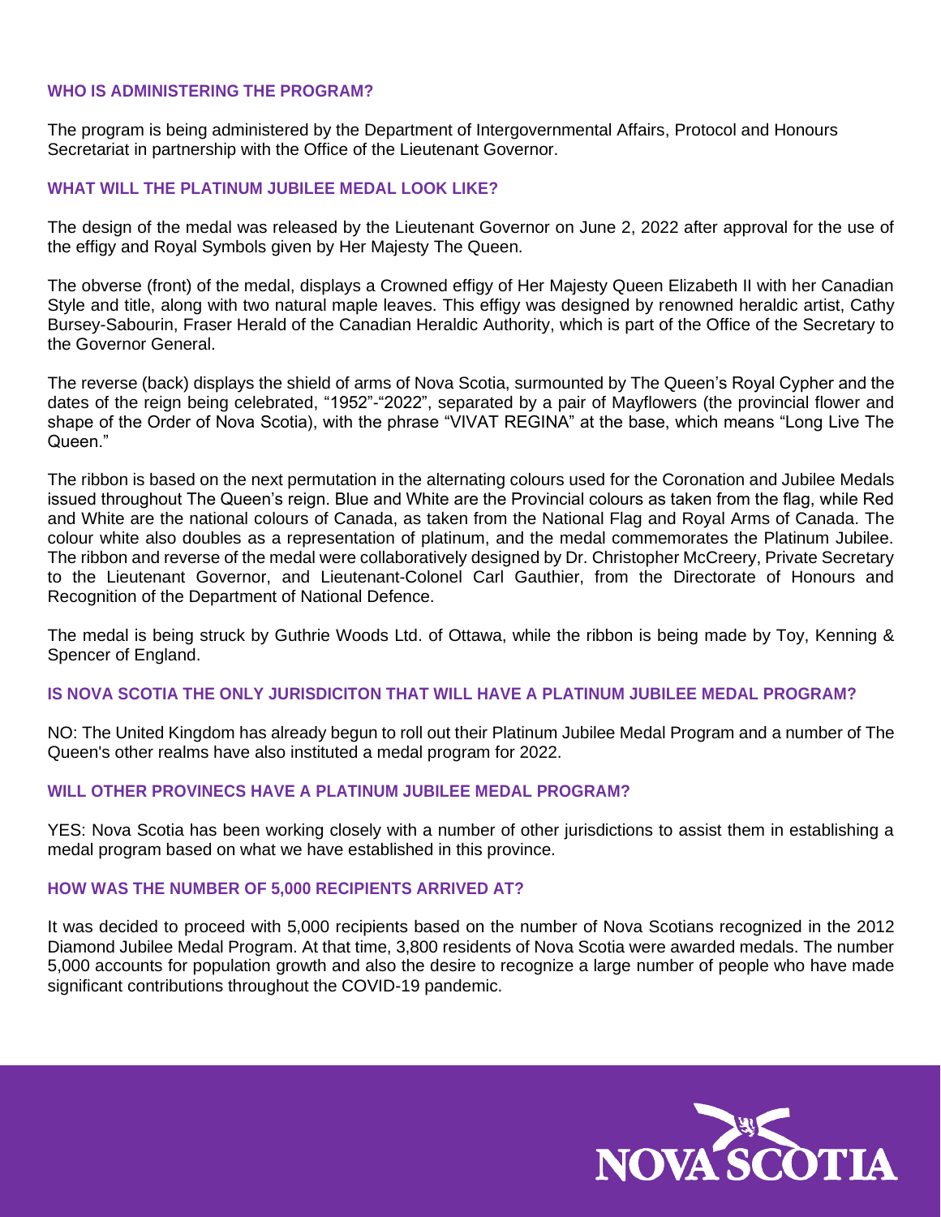### WHO IS ADMINISTERING THE PROGRAM?

The program is being administered by the Department of Intergovernmental Affairs, Protocol and Honours Secretariat in partnership with the Office of the Lieutenant Governor.

### WHAT WILL THE PLATINUM JUBILEE MEDAL LOOK LIKE?

The design of the medal was released by the Lieutenant Governor on June 2, 2022 after approval for the use of the effigy and Royal Symbols given by Her Majesty The Queen.

The obverse (front) of the medal, displays a Crowned effigy of Her Majesty Queen Elizabeth II with her Canadian Style and title, along with two natural maple leaves. This effigy was designed by renowned heraldic artist, Cathy Bursey-Sabourin, Fraser Herald of the Canadian Heraldic Authority, which is part of the Office of the Secretary to the Governor General.

The reverse (back) displays the shield of arms of Nova Scotia, surmounted by The Queen's Royal Cypher and the dates of the reign being celebrated, "1952"-"2022", separated by a pair of Mayflowers (the provincial flower and shape of the Order of Nova Scotia), with the phrase "VIVAT REGINA" at the base, which means "Long Live The Queen."

The ribbon is based on the next permutation in the alternating colours used for the Coronation and Jubilee Medals issued throughout The Queen's reign. Blue and White are the Provincial colours as taken from the flag, while Red and White are the national colours of Canada, as taken from the National Flag and Royal Arms of Canada. The colour white also doubles as a representation of platinum, and the medal commemorates the Platinum Jubilee. The ribbon and reverse of the medal were collaboratively designed by Dr. Christopher McCreery, Private Secretary to the Lieutenant Governor, and Lieutenant-Colonel Carl Gauthier, from the Directorate of Honours and Recognition of the Department of National Defence.

The medal is being struck by Guthrie Woods Ltd. of Ottawa, while the ribbon is being made by Toy, Kenning & Spencer of England.

### IS NOVA SCOTIA THE ONLY JURISDICITON THAT WILL HAVE A PLATINUM JUBILEE MEDAL PROGRAM?

NO: The United Kingdom has already begun to roll out their Platinum Jubilee Medal Program and a number of The Queen's other realms have also instituted a medal program for 2022.

### WILL OTHER PROVINECS HAVE A PLATINUM JUBILEE MEDAL PROGRAM?

YES: Nova Scotia has been working closely with a number of other jurisdictions to assist them in establishing a medal program based on what we have established in this province.

### HOW WAS THE NUMBER OF 5,000 RECIPIENTS ARRIVED AT?

It was decided to proceed with 5,000 recipients based on the number of Nova Scotians recognized in the 2012 Diamond Jubilee Medal Program. At that time, 3,800 residents of Nova Scotia were awarded medals. The number 5,000 accounts for population growth and also the desire to recognize a large number of people who have made significant contributions throughout the COVID-19 pandemic.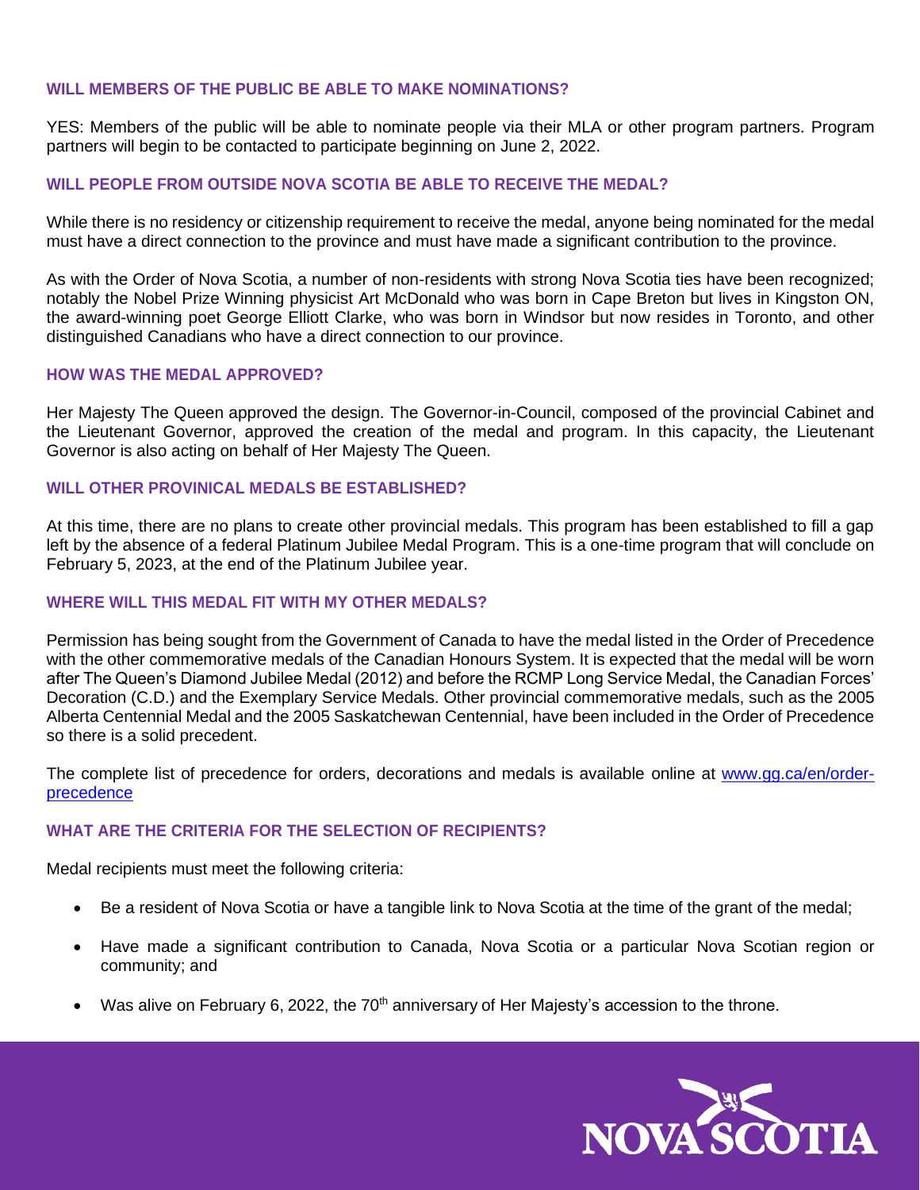### WILL MEMBERS OF THE PUBLIC BE ABLE TO MAKE NOMINATIONS?

YES: Members of the public will be able to nominate people via their MLA or other program partners. Program partners will begin to be contacted to participate beginning on June 2, 2022.

### WILL PEOPLE FROM OUTSIDE NOVA SCOTIA BE ABLE TO RECEIVE THE MEDAL?

While there is no residency or citizenship requirement to receive the medal, anyone being nominated for the medal must have a direct connection to the province and must have made a significant contribution to the province.

As with the Order of Nova Scotia, a number of non-residents with strong Nova Scotia ties have been recognized; notably the Nobel Prize Winning physicist Art McDonald who was born in Cape Breton but lives in Kingston ON, the award-winning poet George Elliott Clarke, who was born in Windsor but now resides in Toronto, and other distinguished Canadians who have a direct connection to our province.

### HOW WAS THE MEDAL APPROVED?

Her Majesty The Queen approved the design. The Governor-in-Council, composed of the provincial Cabinet and the Lieutenant Governor, approved the creation of the medal and program. In this capacity, the Lieutenant Governor is also acting on behalf of Her Majesty The Queen.

### WILL OTHER PROVINICAL MEDALS BE ESTABLISHED?

At this time, there are no plans to create other provincial medals. This program has been established to fill a gap left by the absence of a federal Platinum Jubilee Medal Program. This is a one-time program that will conclude on February 5, 2023, at the end of the Platinum Jubilee year.

### WHERE WILL THIS MEDAL FIT WITH MY OTHER MEDALS?

Permission has being sought from the Government of Canada to have the medal listed in the Order of Precedence with the other commemorative medals of the Canadian Honours System. It is expected that the medal will be worn after The Queen's Diamond Jubilee Medal (2012) and before the RCMP Long Service Medal, the Canadian Forces' Decoration (C.D.) and the Exemplary Service Medals. Other provincial commemorative medals, such as the 2005 Alberta Centennial Medal and the 2005 Saskatchewan Centennial, have been included in the Order of Precedence so there is a solid precedent.

The complete list of precedence for orders, decorations and medals is available online at [www.gg.ca/en/order-precedence](www.gg.ca/en/order-precedence)

### WHAT ARE THE CRITERIA FOR THE SELECTION OF RECIPIENTS?

Medal recipients must meet the following criteria:

- Be a resident of Nova Scotia or have a tangible link to Nova Scotia at the time of the grant of the medal;
- Have made a significant contribution to Canada, Nova Scotia or a particular Nova Scotian region or community; and
- Was alive on February 6, 2022, the 70th anniversary of Her Majesty's accession to the throne.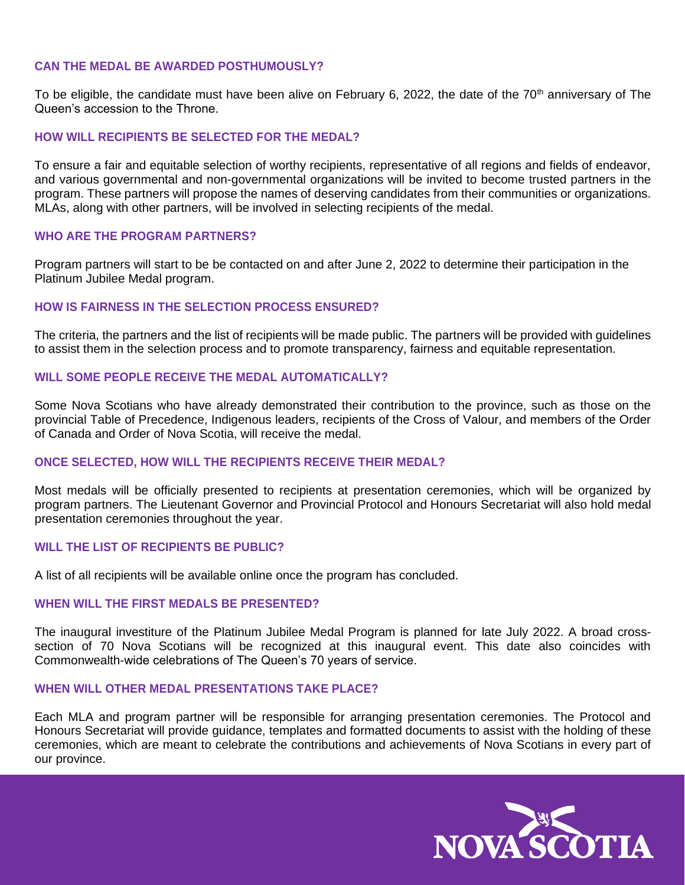### CAN THE MEDAL BE AWARDED POSTHUMOUSLY?

To be eligible, the candidate must have been alive on February 6, 2022, the date of the 70th anniversary of The Queen's accession to the Throne.

### HOW WILL RECIPIENTS BE SELECTED FOR THE MEDAL?

To ensure a fair and equitable selection of worthy recipients, representative of all regions and fields of endeavor, and various governmental and non-governmental organizations will be invited to become trusted partners in the program. These partners will propose the names of deserving candidates from their communities or organizations. MLAs, along with other partners, will be involved in selecting recipients of the medal.

### WHO ARE THE PROGRAM PARTNERS?

Program partners will start to be be contacted on and after June 2, 2022 to determine their participation in the Platinum Jubilee Medal program.

### HOW IS FAIRNESS IN THE SELECTION PROCESS ENSURED?

The criteria, the partners and the list of recipients will be made public. The partners will be provided with guidelines to assist them in the selection process and to promote transparency, fairness and equitable representation.

### WILL SOME PEOPLE RECEIVE THE MEDAL AUTOMATICALLY?

Some Nova Scotians who have already demonstrated their contribution to the province, such as those on the provincial Table of Precedence, Indigenous leaders, recipients of the Cross of Valour, and members of the Order of Canada and Order of Nova Scotia, will receive the medal.

### ONCE SELECTED, HOW WILL THE RECIPIENTS RECEIVE THEIR MEDAL?

Most medals will be officially presented to recipients at presentation ceremonies, which will be organized by program partners. The Lieutenant Governor and Provincial Protocol and Honours Secretariat will also hold medal presentation ceremonies throughout the year.

### WILL THE LIST OF RECIPIENTS BE PUBLIC?

A list of all recipients will be available online once the program has concluded.

### WHEN WILL THE FIRST MEDALS BE PRESENTED?

The inaugural investiture of the Platinum Jubilee Medal Program is planned for late July 2022. A broad cross-section of 70 Nova Scotians will be recognized at this inaugural event. This date also coincides with Commonwealth-wide celebrations of The Queen's 70 years of service.

### WHEN WILL OTHER MEDAL PRESENTATIONS TAKE PLACE?

Each MLA and program partner will be responsible for arranging presentation ceremonies. The Protocol and Honours Secretariat will provide guidance, templates and formatted documents to assist with the holding of these ceremonies, which are meant to celebrate the contributions and achievements of Nova Scotians in every part of our province.

NOVA SCOTIA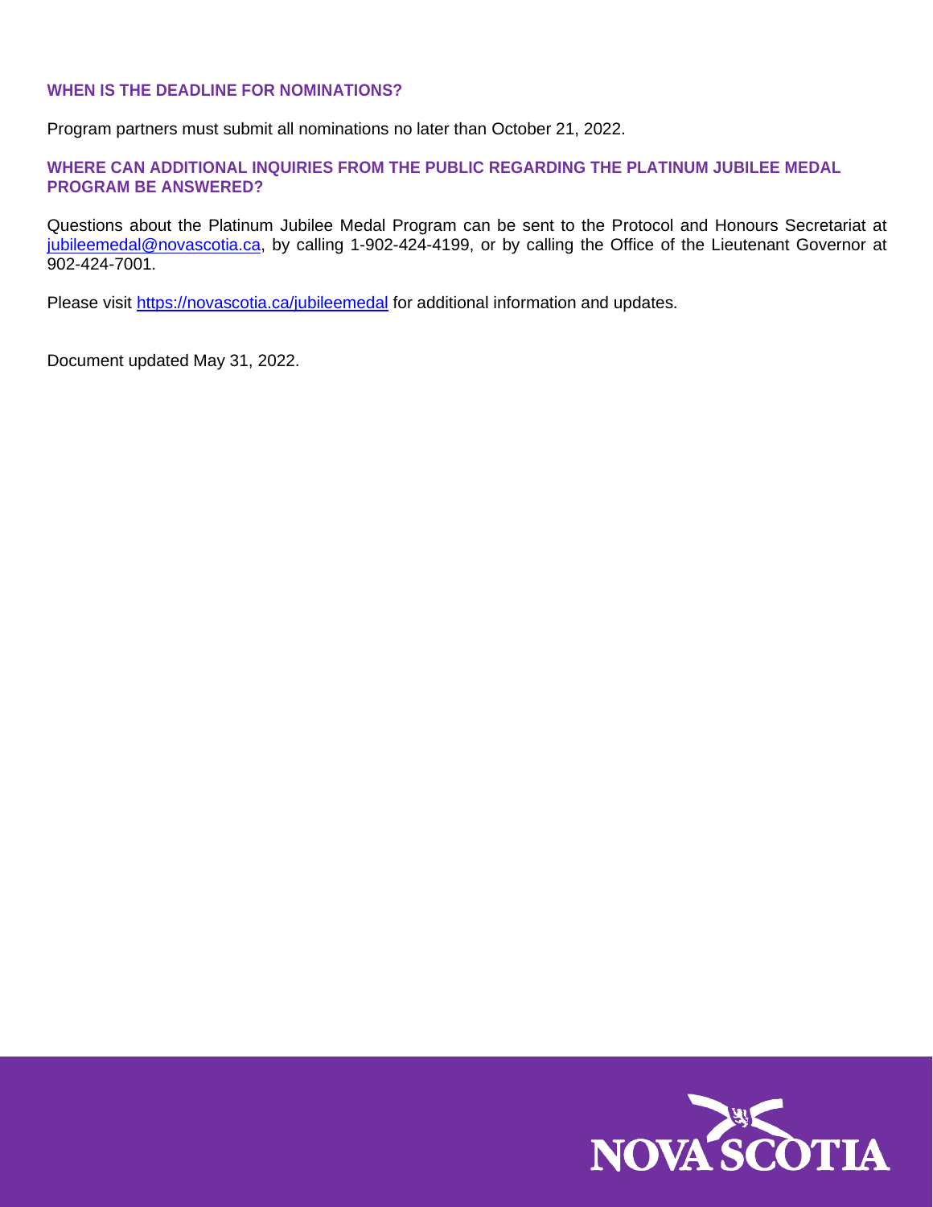### WHEN IS THE DEADLINE FOR NOMINATIONS?

Program partners must submit all nominations no later than October 21, 2022.

### WHERE CAN ADDITIONAL INQUIRIES FROM THE PUBLIC REGARDING THE PLATINUM JUBILEE MEDAL PROGRAM BE ANSWERED?

Questions about the Platinum Jubilee Medal Program can be sent to the Protocol and Honours Secretariat at jubileemedal@novascotia.ca, by calling 1-902-424-4199, or by calling the Office of the Lieutenant Governor at 902-424-7001.

Please visit https://novascotia.ca/jubileemedal for additional information and updates.

Document updated May 31, 2022.